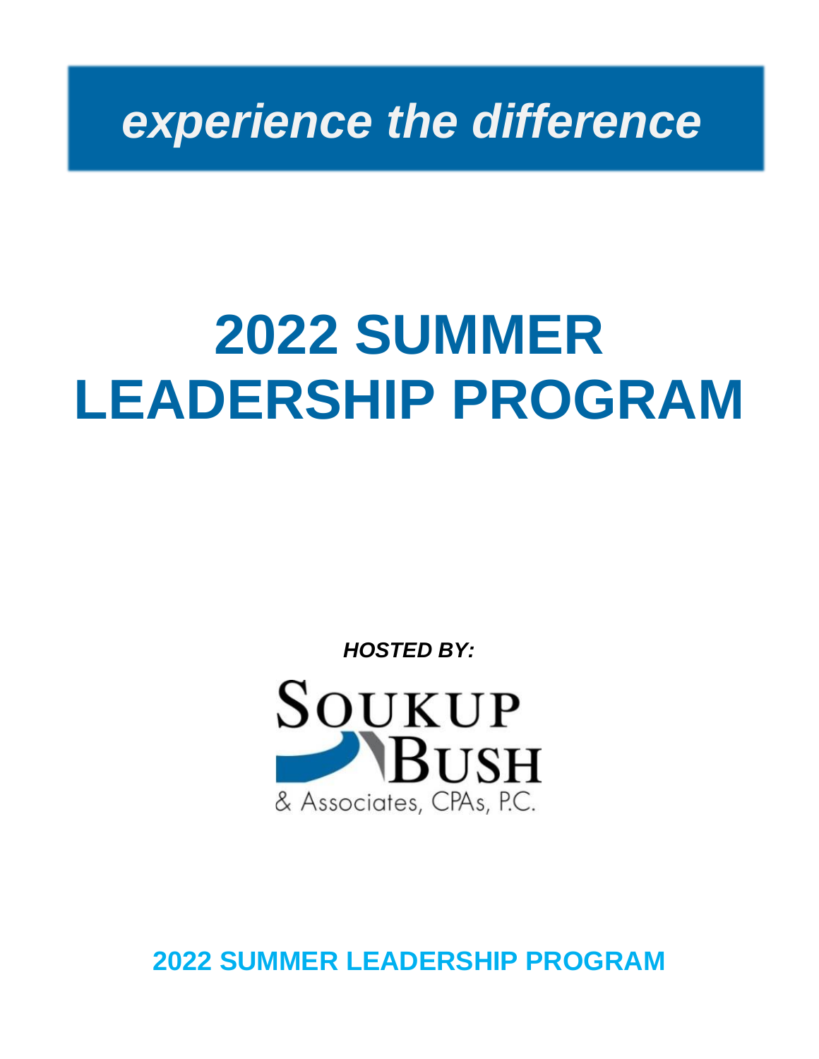***experience the difference***

# 2022 SUMMER LEADERSHIP PROGRAM

***HOSTED BY:***

SOUKUP BUSH

& Associates, CPAs, P.C.

**2022 SUMMER LEADERSHIP PROGRAM**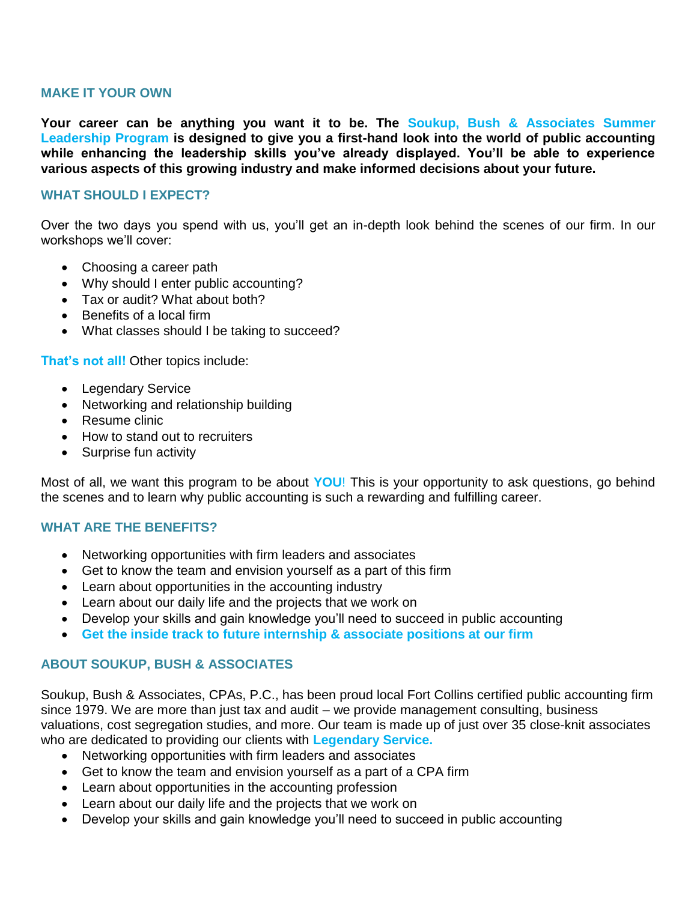## MAKE IT YOUR OWN

**Your career can be anything you want it to be. The Soukup, Bush & Associates Summer Leadership Program is designed to give you a first-hand look into the world of public accounting while enhancing the leadership skills you've already displayed. You'll be able to experience various aspects of this growing industry and make informed decisions about your future.**

## WHAT SHOULD I EXPECT?

Over the two days you spend with us, you'll get an in-depth look behind the scenes of our firm. In our workshops we'll cover:

- Choosing a career path
- Why should I enter public accounting?
- Tax or audit? What about both?
- Benefits of a local firm
- What classes should I be taking to succeed?

**That's not all!** Other topics include:

- Legendary Service
- Networking and relationship building
- Resume clinic
- How to stand out to recruiters
- Surprise fun activity

Most of all, we want this program to be about **YOU!** This is your opportunity to ask questions, go behind the scenes and to learn why public accounting is such a rewarding and fulfilling career.

## WHAT ARE THE BENEFITS?

- Networking opportunities with firm leaders and associates
- Get to know the team and envision yourself as a part of this firm
- Learn about opportunities in the accounting industry
- Learn about our daily life and the projects that we work on
- Develop your skills and gain knowledge you'll need to succeed in public accounting
- **Get the inside track to future internship & associate positions at our firm**

## ABOUT SOUKUP, BUSH & ASSOCIATES

Soukup, Bush & Associates, CPAs, P.C., has been proud local Fort Collins certified public accounting firm since 1979. We are more than just tax and audit – we provide management consulting, business valuations, cost segregation studies, and more. Our team is made up of just over 35 close-knit associates who are dedicated to providing our clients with **Legendary Service.**

- Networking opportunities with firm leaders and associates
- Get to know the team and envision yourself as a part of a CPA firm
- Learn about opportunities in the accounting profession
- Learn about our daily life and the projects that we work on
- Develop your skills and gain knowledge you'll need to succeed in public accounting